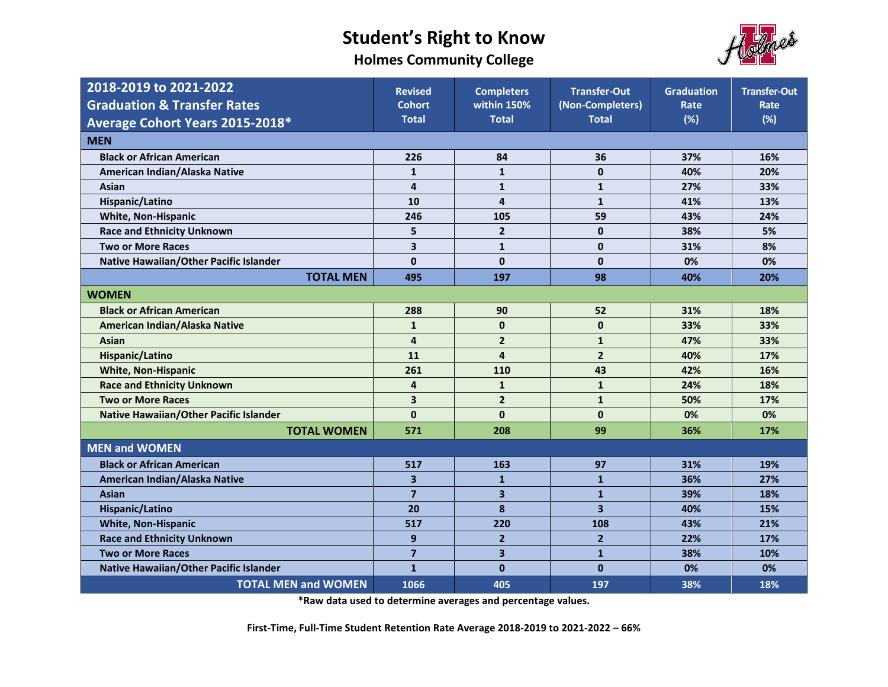# Student's Right to Know

## Holmes Community College

| 2018-2019 to 2021-2022 Graduation & Transfer Rates Average Cohort Years 2015-2018* | Revised Cohort Total | Completers within 150% Total | Transfer-Out (Non-Completers) Total | Graduation Rate (%) | Transfer-Out Rate (%) |
|---|---|---|---|---|---|
| **MEN** | | | | | |
| Black or African American | 226 | 84 | 36 | 37% | 16% |
| American Indian/Alaska Native | 1 | 1 | 0 | 40% | 20% |
| Asian | 4 | 1 | 1 | 27% | 33% |
| Hispanic/Latino | 10 | 4 | 1 | 41% | 13% |
| White, Non-Hispanic | 246 | 105 | 59 | 43% | 24% |
| Race and Ethnicity Unknown | 5 | 2 | 0 | 38% | 5% |
| Two or More Races | 3 | 1 | 0 | 31% | 8% |
| Native Hawaiian/Other Pacific Islander | 0 | 0 | 0 | 0% | 0% |
| **TOTAL MEN** | **495** | **197** | **98** | **40%** | **20%** |
| **WOMEN** | | | | | |
| Black or African American | 288 | 90 | 52 | 31% | 18% |
| American Indian/Alaska Native | 1 | 0 | 0 | 33% | 33% |
| Asian | 4 | 2 | 1 | 47% | 33% |
| Hispanic/Latino | 11 | 4 | 2 | 40% | 17% |
| White, Non-Hispanic | 261 | 110 | 43 | 42% | 16% |
| Race and Ethnicity Unknown | 4 | 1 | 1 | 24% | 18% |
| Two or More Races | 3 | 2 | 1 | 50% | 17% |
| Native Hawaiian/Other Pacific Islander | 0 | 0 | 0 | 0% | 0% |
| **TOTAL WOMEN** | **571** | **208** | **99** | **36%** | **17%** |
| **MEN and WOMEN** | | | | | |
| Black or African American | 517 | 163 | 97 | 31% | 19% |
| American Indian/Alaska Native | 3 | 1 | 1 | 36% | 27% |
| Asian | 7 | 3 | 1 | 39% | 18% |
| Hispanic/Latino | 20 | 8 | 3 | 40% | 15% |
| White, Non-Hispanic | 517 | 220 | 108 | 43% | 21% |
| Race and Ethnicity Unknown | 9 | 2 | 2 | 22% | 17% |
| Two or More Races | 7 | 3 | 1 | 38% | 10% |
| Native Hawaiian/Other Pacific Islander | 1 | 0 | 0 | 0% | 0% |
| **TOTAL MEN and WOMEN** | **1066** | **405** | **197** | **38%** | **18%** |

***Raw data used to determine averages and percentage values.**

**First-Time, Full-Time Student Retention Rate Average 2018-2019 to 2021-2022 – 66%**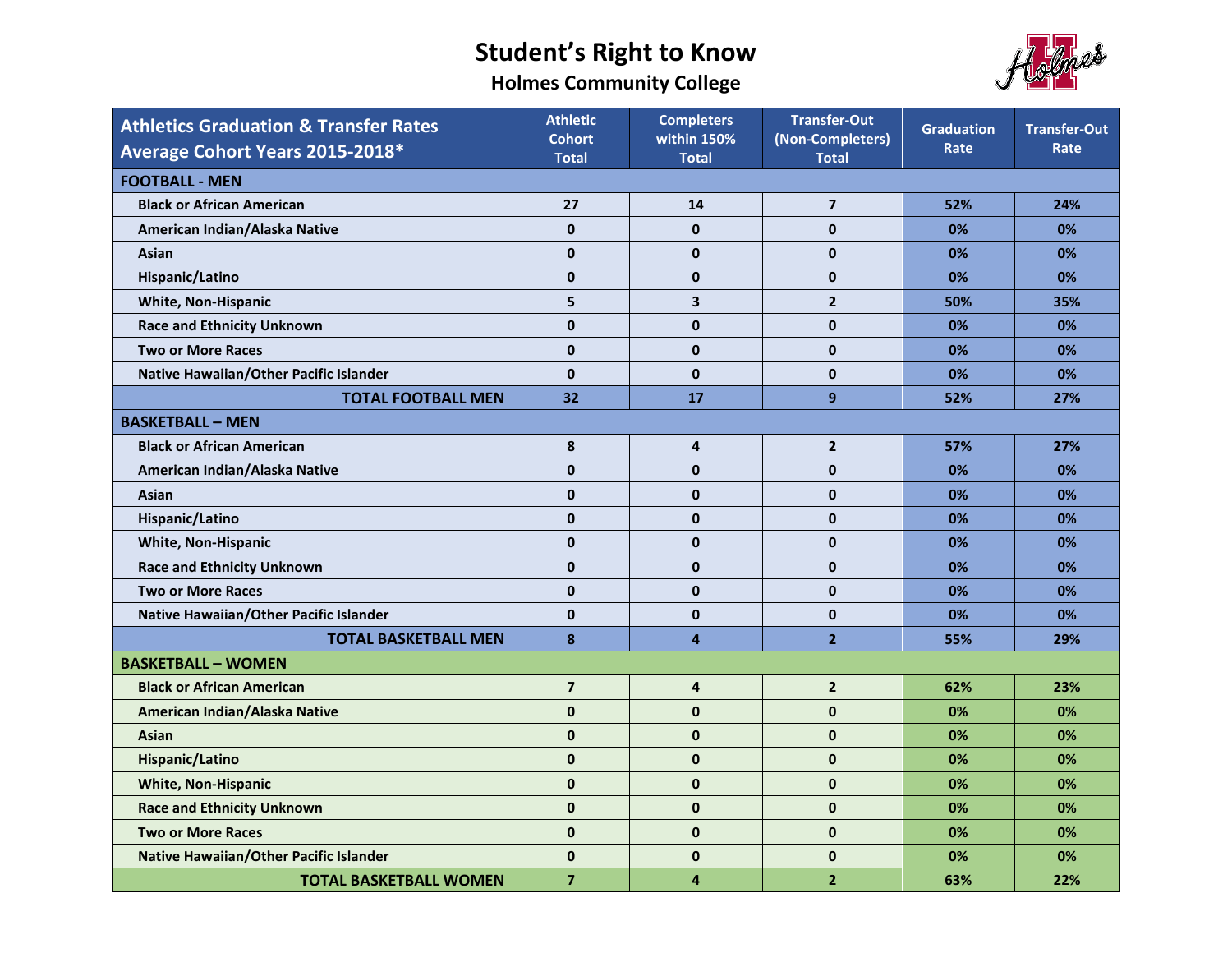# Student's Right to Know

## Holmes Community College

| Athletics Graduation & Transfer Rates Average Cohort Years 2015-2018* | Athletic Cohort Total | Completers within 150% Total | Transfer-Out (Non-Completers) Total | Graduation Rate | Transfer-Out Rate |
|---|---|---|---|---|---|
| **FOOTBALL - MEN** | | | | | |
| Black or African American | 27 | 14 | 7 | 52% | 24% |
| American Indian/Alaska Native | 0 | 0 | 0 | 0% | 0% |
| Asian | 0 | 0 | 0 | 0% | 0% |
| Hispanic/Latino | 0 | 0 | 0 | 0% | 0% |
| White, Non-Hispanic | 5 | 3 | 2 | 50% | 35% |
| Race and Ethnicity Unknown | 0 | 0 | 0 | 0% | 0% |
| Two or More Races | 0 | 0 | 0 | 0% | 0% |
| Native Hawaiian/Other Pacific Islander | 0 | 0 | 0 | 0% | 0% |
| **TOTAL FOOTBALL MEN** | 32 | 17 | 9 | 52% | 27% |
| **BASKETBALL – MEN** | | | | | |
| Black or African American | 8 | 4 | 2 | 57% | 27% |
| American Indian/Alaska Native | 0 | 0 | 0 | 0% | 0% |
| Asian | 0 | 0 | 0 | 0% | 0% |
| Hispanic/Latino | 0 | 0 | 0 | 0% | 0% |
| White, Non-Hispanic | 0 | 0 | 0 | 0% | 0% |
| Race and Ethnicity Unknown | 0 | 0 | 0 | 0% | 0% |
| Two or More Races | 0 | 0 | 0 | 0% | 0% |
| Native Hawaiian/Other Pacific Islander | 0 | 0 | 0 | 0% | 0% |
| **TOTAL BASKETBALL MEN** | 8 | 4 | 2 | 55% | 29% |
| **BASKETBALL – WOMEN** | | | | | |
| Black or African American | 7 | 4 | 2 | 62% | 23% |
| American Indian/Alaska Native | 0 | 0 | 0 | 0% | 0% |
| Asian | 0 | 0 | 0 | 0% | 0% |
| Hispanic/Latino | 0 | 0 | 0 | 0% | 0% |
| White, Non-Hispanic | 0 | 0 | 0 | 0% | 0% |
| Race and Ethnicity Unknown | 0 | 0 | 0 | 0% | 0% |
| Two or More Races | 0 | 0 | 0 | 0% | 0% |
| Native Hawaiian/Other Pacific Islander | 0 | 0 | 0 | 0% | 0% |
| **TOTAL BASKETBALL WOMEN** | 7 | 4 | 2 | 63% | 22% |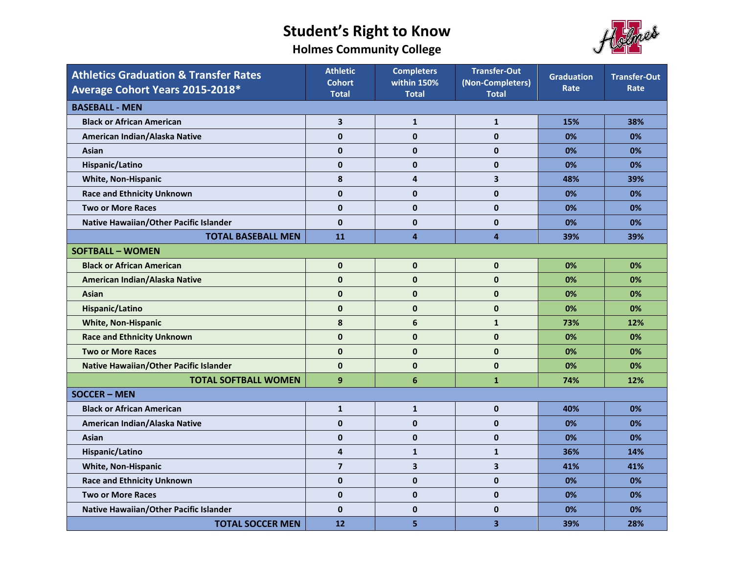# Student's Right to Know

## Holmes Community College

| Athletics Graduation & Transfer Rates Average Cohort Years 2015-2018* | Athletic Cohort Total | Completers within 150% Total | Transfer-Out (Non-Completers) Total | Graduation Rate | Transfer-Out Rate |
|---|---|---|---|---|---|
| **BASEBALL - MEN** | | | | | |
| Black or African American | 3 | 1 | 1 | 15% | 38% |
| American Indian/Alaska Native | 0 | 0 | 0 | 0% | 0% |
| Asian | 0 | 0 | 0 | 0% | 0% |
| Hispanic/Latino | 0 | 0 | 0 | 0% | 0% |
| White, Non-Hispanic | 8 | 4 | 3 | 48% | 39% |
| Race and Ethnicity Unknown | 0 | 0 | 0 | 0% | 0% |
| Two or More Races | 0 | 0 | 0 | 0% | 0% |
| Native Hawaiian/Other Pacific Islander | 0 | 0 | 0 | 0% | 0% |
| **TOTAL BASEBALL MEN** | 11 | 4 | 4 | 39% | 39% |
| **SOFTBALL – WOMEN** | | | | | |
| Black or African American | 0 | 0 | 0 | 0% | 0% |
| American Indian/Alaska Native | 0 | 0 | 0 | 0% | 0% |
| Asian | 0 | 0 | 0 | 0% | 0% |
| Hispanic/Latino | 0 | 0 | 0 | 0% | 0% |
| White, Non-Hispanic | 8 | 6 | 1 | 73% | 12% |
| Race and Ethnicity Unknown | 0 | 0 | 0 | 0% | 0% |
| Two or More Races | 0 | 0 | 0 | 0% | 0% |
| Native Hawaiian/Other Pacific Islander | 0 | 0 | 0 | 0% | 0% |
| **TOTAL SOFTBALL WOMEN** | 9 | 6 | 1 | 74% | 12% |
| **SOCCER – MEN** | | | | | |
| Black or African American | 1 | 1 | 0 | 40% | 0% |
| American Indian/Alaska Native | 0 | 0 | 0 | 0% | 0% |
| Asian | 0 | 0 | 0 | 0% | 0% |
| Hispanic/Latino | 4 | 1 | 1 | 36% | 14% |
| White, Non-Hispanic | 7 | 3 | 3 | 41% | 41% |
| Race and Ethnicity Unknown | 0 | 0 | 0 | 0% | 0% |
| Two or More Races | 0 | 0 | 0 | 0% | 0% |
| Native Hawaiian/Other Pacific Islander | 0 | 0 | 0 | 0% | 0% |
| **TOTAL SOCCER MEN** | 12 | 5 | 3 | 39% | 28% |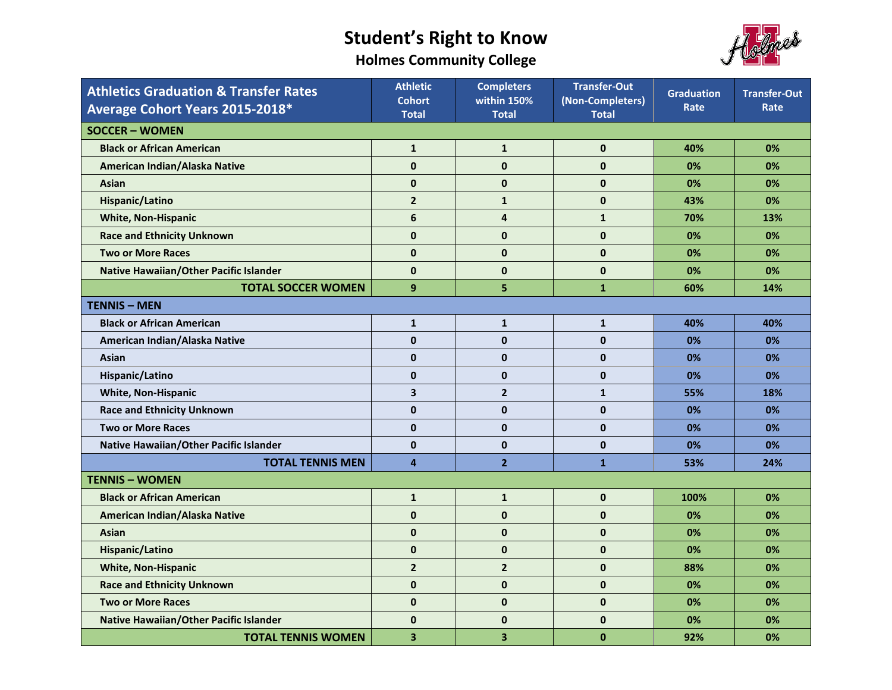# Student's Right to Know

## Holmes Community College

| Athletics Graduation & Transfer Rates Average Cohort Years 2015-2018* | Athletic Cohort Total | Completers within 150% Total | Transfer-Out (Non-Completers) Total | Graduation Rate | Transfer-Out Rate |
|---|---|---|---|---|---|
| **SOCCER – WOMEN** | | | | | |
| Black or African American | 1 | 1 | 0 | 40% | 0% |
| American Indian/Alaska Native | 0 | 0 | 0 | 0% | 0% |
| Asian | 0 | 0 | 0 | 0% | 0% |
| Hispanic/Latino | 2 | 1 | 0 | 43% | 0% |
| White, Non-Hispanic | 6 | 4 | 1 | 70% | 13% |
| Race and Ethnicity Unknown | 0 | 0 | 0 | 0% | 0% |
| Two or More Races | 0 | 0 | 0 | 0% | 0% |
| Native Hawaiian/Other Pacific Islander | 0 | 0 | 0 | 0% | 0% |
| **TOTAL SOCCER WOMEN** | 9 | 5 | 1 | 60% | 14% |
| **TENNIS – MEN** | | | | | |
| Black or African American | 1 | 1 | 1 | 40% | 40% |
| American Indian/Alaska Native | 0 | 0 | 0 | 0% | 0% |
| Asian | 0 | 0 | 0 | 0% | 0% |
| Hispanic/Latino | 0 | 0 | 0 | 0% | 0% |
| White, Non-Hispanic | 3 | 2 | 1 | 55% | 18% |
| Race and Ethnicity Unknown | 0 | 0 | 0 | 0% | 0% |
| Two or More Races | 0 | 0 | 0 | 0% | 0% |
| Native Hawaiian/Other Pacific Islander | 0 | 0 | 0 | 0% | 0% |
| **TOTAL TENNIS MEN** | 4 | 2 | 1 | 53% | 24% |
| **TENNIS – WOMEN** | | | | | |
| Black or African American | 1 | 1 | 0 | 100% | 0% |
| American Indian/Alaska Native | 0 | 0 | 0 | 0% | 0% |
| Asian | 0 | 0 | 0 | 0% | 0% |
| Hispanic/Latino | 0 | 0 | 0 | 0% | 0% |
| White, Non-Hispanic | 2 | 2 | 0 | 88% | 0% |
| Race and Ethnicity Unknown | 0 | 0 | 0 | 0% | 0% |
| Two or More Races | 0 | 0 | 0 | 0% | 0% |
| Native Hawaiian/Other Pacific Islander | 0 | 0 | 0 | 0% | 0% |
| **TOTAL TENNIS WOMEN** | 3 | 3 | 0 | 92% | 0% |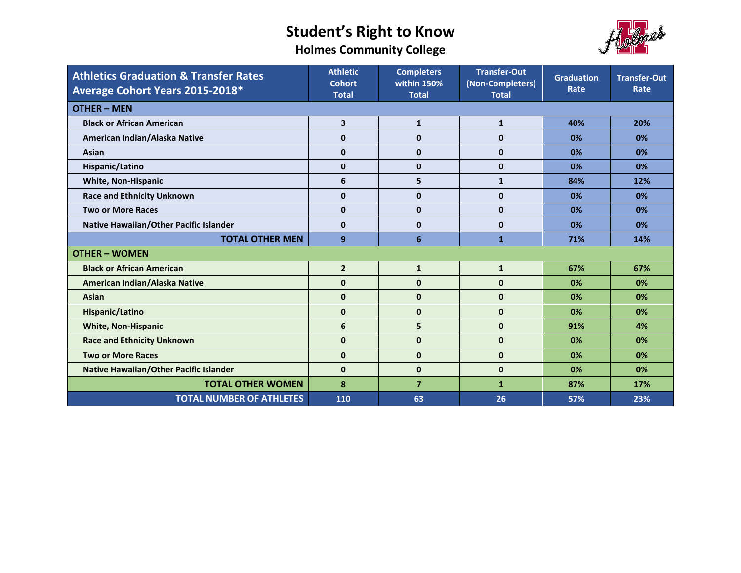# Student's Right to Know

## Holmes Community College

| Athletics Graduation & Transfer Rates Average Cohort Years 2015-2018* | Athletic Cohort Total | Completers within 150% Total | Transfer-Out (Non-Completers) Total | Graduation Rate | Transfer-Out Rate |
|---|---|---|---|---|---|
| **OTHER – MEN** | | | | | |
| Black or African American | 3 | 1 | 1 | 40% | 20% |
| American Indian/Alaska Native | 0 | 0 | 0 | 0% | 0% |
| Asian | 0 | 0 | 0 | 0% | 0% |
| Hispanic/Latino | 0 | 0 | 0 | 0% | 0% |
| White, Non-Hispanic | 6 | 5 | 1 | 84% | 12% |
| Race and Ethnicity Unknown | 0 | 0 | 0 | 0% | 0% |
| Two or More Races | 0 | 0 | 0 | 0% | 0% |
| Native Hawaiian/Other Pacific Islander | 0 | 0 | 0 | 0% | 0% |
| **TOTAL OTHER MEN** | 9 | 6 | 1 | 71% | 14% |
| **OTHER – WOMEN** | | | | | |
| Black or African American | 2 | 1 | 1 | 67% | 67% |
| American Indian/Alaska Native | 0 | 0 | 0 | 0% | 0% |
| Asian | 0 | 0 | 0 | 0% | 0% |
| Hispanic/Latino | 0 | 0 | 0 | 0% | 0% |
| White, Non-Hispanic | 6 | 5 | 0 | 91% | 4% |
| Race and Ethnicity Unknown | 0 | 0 | 0 | 0% | 0% |
| Two or More Races | 0 | 0 | 0 | 0% | 0% |
| Native Hawaiian/Other Pacific Islander | 0 | 0 | 0 | 0% | 0% |
| **TOTAL OTHER WOMEN** | 8 | 7 | 1 | 87% | 17% |
| **TOTAL NUMBER OF ATHLETES** | 110 | 63 | 26 | 57% | 23% |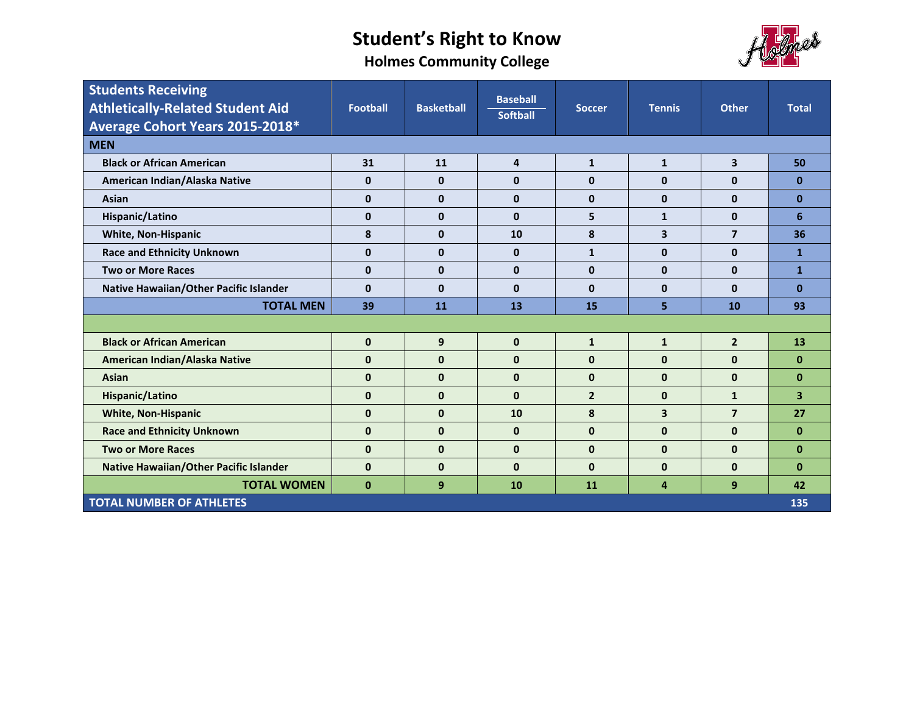# Student's Right to Know

## Holmes Community College

| Students Receiving Athletically-Related Student Aid Average Cohort Years 2015-2018* | Football | Basketball | Baseball / Softball | Soccer | Tennis | Other | Total |
|---|---|---|---|---|---|---|---|
| **MEN** | | | | | | | |
| Black or African American | 31 | 11 | 4 | 1 | 1 | 3 | 50 |
| American Indian/Alaska Native | 0 | 0 | 0 | 0 | 0 | 0 | 0 |
| Asian | 0 | 0 | 0 | 0 | 0 | 0 | 0 |
| Hispanic/Latino | 0 | 0 | 0 | 5 | 1 | 0 | 6 |
| White, Non-Hispanic | 8 | 0 | 10 | 8 | 3 | 7 | 36 |
| Race and Ethnicity Unknown | 0 | 0 | 0 | 1 | 0 | 0 | 1 |
| Two or More Races | 0 | 0 | 0 | 0 | 0 | 0 | 1 |
| Native Hawaiian/Other Pacific Islander | 0 | 0 | 0 | 0 | 0 | 0 | 0 |
| **TOTAL MEN** | 39 | 11 | 13 | 15 | 5 | 10 | 93 |
| | | | | | | | |
| Black or African American | 0 | 9 | 0 | 1 | 1 | 2 | 13 |
| American Indian/Alaska Native | 0 | 0 | 0 | 0 | 0 | 0 | 0 |
| Asian | 0 | 0 | 0 | 0 | 0 | 0 | 0 |
| Hispanic/Latino | 0 | 0 | 0 | 2 | 0 | 1 | 3 |
| White, Non-Hispanic | 0 | 0 | 10 | 8 | 3 | 7 | 27 |
| Race and Ethnicity Unknown | 0 | 0 | 0 | 0 | 0 | 0 | 0 |
| Two or More Races | 0 | 0 | 0 | 0 | 0 | 0 | 0 |
| Native Hawaiian/Other Pacific Islander | 0 | 0 | 0 | 0 | 0 | 0 | 0 |
| **TOTAL WOMEN** | 0 | 9 | 10 | 11 | 4 | 9 | 42 |
| **TOTAL NUMBER OF ATHLETES** | | | | | | | 135 |